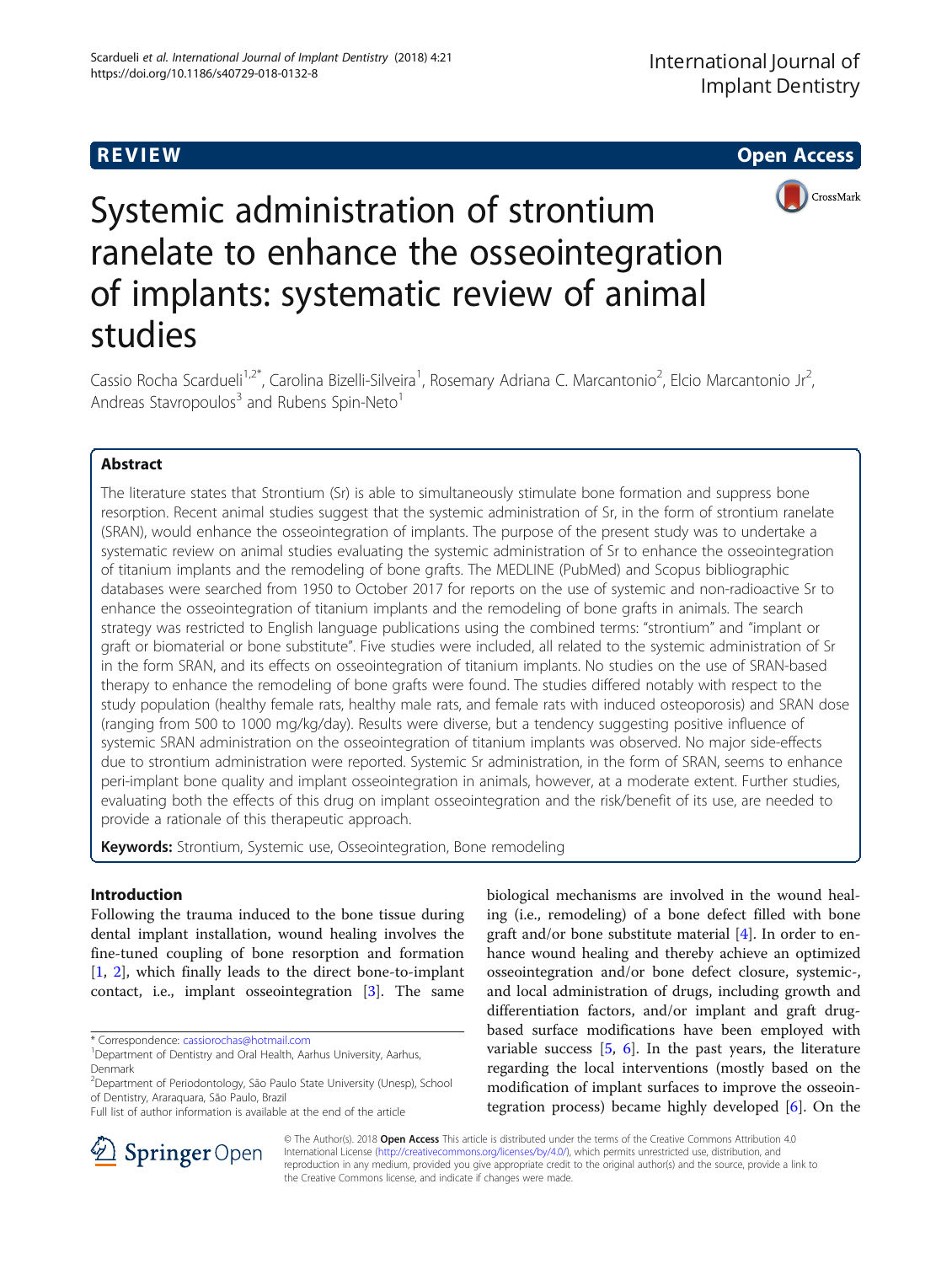REVIEW Open Access

# Systemic administration of strontium ranelate to enhance the osseointegration of implants: systematic review of animal studies

Cassio Rocha Scardueli[1,2*], Carolina Bizelli-Silveira[1], Rosemary Adriana C. Marcantonio[2], Elcio Marcantonio Jr[2], Andreas Stavropoulos[3] and Rubens Spin-Neto[1]

## Abstract

The literature states that Strontium (Sr) is able to simultaneously stimulate bone formation and suppress bone resorption. Recent animal studies suggest that the systemic administration of Sr, in the form of strontium ranelate (SRAN), would enhance the osseointegration of implants. The purpose of the present study was to undertake a systematic review on animal studies evaluating the systemic administration of Sr to enhance the osseointegration of titanium implants and the remodeling of bone grafts. The MEDLINE (PubMed) and Scopus bibliographic databases were searched from 1950 to October 2017 for reports on the use of systemic and non-radioactive Sr to enhance the osseointegration of titanium implants and the remodeling of bone grafts in animals. The search strategy was restricted to English language publications using the combined terms: "strontium" and "implant or graft or biomaterial or bone substitute". Five studies were included, all related to the systemic administration of Sr in the form SRAN, and its effects on osseointegration of titanium implants. No studies on the use of SRAN-based therapy to enhance the remodeling of bone grafts were found. The studies differed notably with respect to the study population (healthy female rats, healthy male rats, and female rats with induced osteoporosis) and SRAN dose (ranging from 500 to 1000 mg/kg/day). Results were diverse, but a tendency suggesting positive influence of systemic SRAN administration on the osseointegration of titanium implants was observed. No major side-effects due to strontium administration were reported. Systemic Sr administration, in the form of SRAN, seems to enhance peri-implant bone quality and implant osseointegration in animals, however, at a moderate extent. Further studies, evaluating both the effects of this drug on implant osseointegration and the risk/benefit of its use, are needed to provide a rationale of this therapeutic approach.

**Keywords:** Strontium, Systemic use, Osseointegration, Bone remodeling

## Introduction

Following the trauma induced to the bone tissue during dental implant installation, wound healing involves the fine-tuned coupling of bone resorption and formation [1, 2], which finally leads to the direct bone-to-implant contact, i.e., implant osseointegration [3]. The same biological mechanisms are involved in the wound healing (i.e., remodeling) of a bone defect filled with bone graft and/or bone substitute material [4]. In order to enhance wound healing and thereby achieve an optimized osseointegration and/or bone defect closure, systemic-, and local administration of drugs, including growth and differentiation factors, and/or implant and graft drug-based surface modifications have been employed with variable success [5, 6]. In the past years, the literature regarding the local interventions (mostly based on the modification of implant surfaces to improve the osseointegration process) became highly developed [6]. On the

* Correspondence: cassiorochas@hotmail.com

[1]Department of Dentistry and Oral Health, Aarhus University, Aarhus, Denmark

[2]Department of Periodontology, São Paulo State University (Unesp), School of Dentistry, Araraquara, São Paulo, Brazil

Full list of author information is available at the end of the article

© The Author(s). 2018 **Open Access** This article is distributed under the terms of the Creative Commons Attribution 4.0 International License (http://creativecommons.org/licenses/by/4.0/), which permits unrestricted use, distribution, and reproduction in any medium, provided you give appropriate credit to the original author(s) and the source, provide a link to the Creative Commons license, and indicate if changes were made.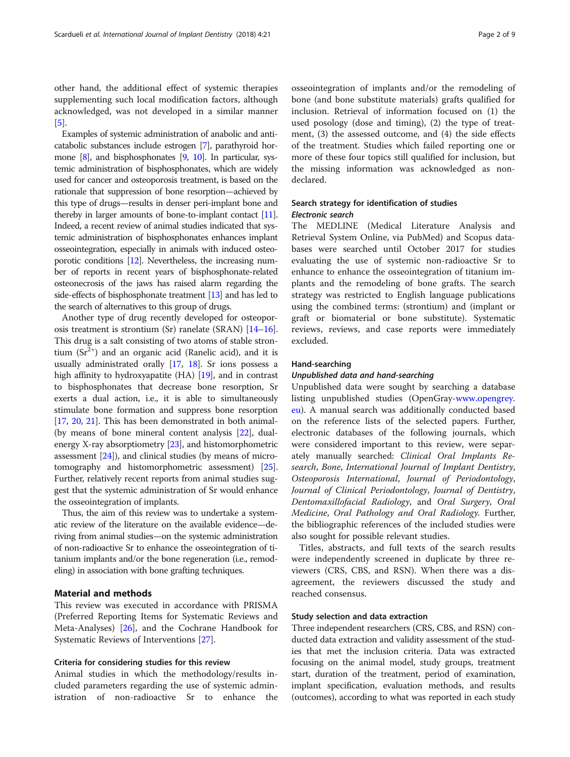other hand, the additional effect of systemic therapies supplementing such local modification factors, although acknowledged, was not developed in a similar manner [5].

Examples of systemic administration of anabolic and anti-catabolic substances include estrogen [7], parathyroid hormone [8], and bisphosphonates [9, 10]. In particular, systemic administration of bisphosphonates, which are widely used for cancer and osteoporosis treatment, is based on the rationale that suppression of bone resorption—achieved by this type of drugs—results in denser peri-implant bone and thereby in larger amounts of bone-to-implant contact [11]. Indeed, a recent review of animal studies indicated that systemic administration of bisphosphonates enhances implant osseointegration, especially in animals with induced osteoporotic conditions [12]. Nevertheless, the increasing number of reports in recent years of bisphosphonate-related osteonecrosis of the jaws has raised alarm regarding the side-effects of bisphosphonate treatment [13] and has led to the search of alternatives to this group of drugs.

Another type of drug recently developed for osteoporosis treatment is strontium (Sr) ranelate (SRAN) [14–16]. This drug is a salt consisting of two atoms of stable strontium ($Sr^{2+}$) and an organic acid (Ranelic acid), and it is usually administrated orally [17, 18]. Sr ions possess a high affinity to hydroxyapatite (HA) [19], and in contrast to bisphosphonates that decrease bone resorption, Sr exerts a dual action, i.e., it is able to simultaneously stimulate bone formation and suppress bone resorption [17, 20, 21]. This has been demonstrated in both animal- (by means of bone mineral content analysis [22], dual-energy X-ray absorptiometry [23], and histomorphometric assessment [24]), and clinical studies (by means of micro-tomography and histomorphometric assessment) [25]. Further, relatively recent reports from animal studies suggest that the systemic administration of Sr would enhance the osseointegration of implants.

Thus, the aim of this review was to undertake a systematic review of the literature on the available evidence—deriving from animal studies—on the systemic administration of non-radioactive Sr to enhance the osseointegration of titanium implants and/or the bone regeneration (i.e., remodeling) in association with bone grafting techniques.

## Material and methods

This review was executed in accordance with PRISMA (Preferred Reporting Items for Systematic Reviews and Meta-Analyses) [26], and the Cochrane Handbook for Systematic Reviews of Interventions [27].

### Criteria for considering studies for this review

Animal studies in which the methodology/results included parameters regarding the use of systemic administration of non-radioactive Sr to enhance the osseointegration of implants and/or the remodeling of bone (and bone substitute materials) grafts qualified for inclusion. Retrieval of information focused on (1) the used posology (dose and timing), (2) the type of treatment, (3) the assessed outcome, and (4) the side effects of the treatment. Studies which failed reporting one or more of these four topics still qualified for inclusion, but the missing information was acknowledged as non-declared.

### Search strategy for identification of studies

#### *Electronic search*

The MEDLINE (Medical Literature Analysis and Retrieval System Online, via PubMed) and Scopus databases were searched until October 2017 for studies evaluating the use of systemic non-radioactive Sr to enhance to enhance the osseointegration of titanium implants and the remodeling of bone grafts. The search strategy was restricted to English language publications using the combined terms: (strontium) and (implant or graft or biomaterial or bone substitute). Systematic reviews, reviews, and case reports were immediately excluded.

### Hand-searching

#### *Unpublished data and hand-searching*

Unpublished data were sought by searching a database listing unpublished studies (OpenGray-www.opengrey.eu). A manual search was additionally conducted based on the reference lists of the selected papers. Further, electronic databases of the following journals, which were considered important to this review, were separately manually searched: *Clinical Oral Implants Research*, *Bone*, *International Journal of Implant Dentistry*, *Osteoporosis International*, *Journal of Periodontology*, *Journal of Clinical Periodontology*, *Journal of Dentistry*, *Dentomaxillofacial Radiology*, and *Oral Surgery, Oral Medicine, Oral Pathology and Oral Radiology*. Further, the bibliographic references of the included studies were also sought for possible relevant studies.

Titles, abstracts, and full texts of the search results were independently screened in duplicate by three reviewers (CRS, CBS, and RSN). When there was a disagreement, the reviewers discussed the study and reached consensus.

### Study selection and data extraction

Three independent researchers (CRS, CBS, and RSN) conducted data extraction and validity assessment of the studies that met the inclusion criteria. Data was extracted focusing on the animal model, study groups, treatment start, duration of the treatment, period of examination, implant specification, evaluation methods, and results (outcomes), according to what was reported in each study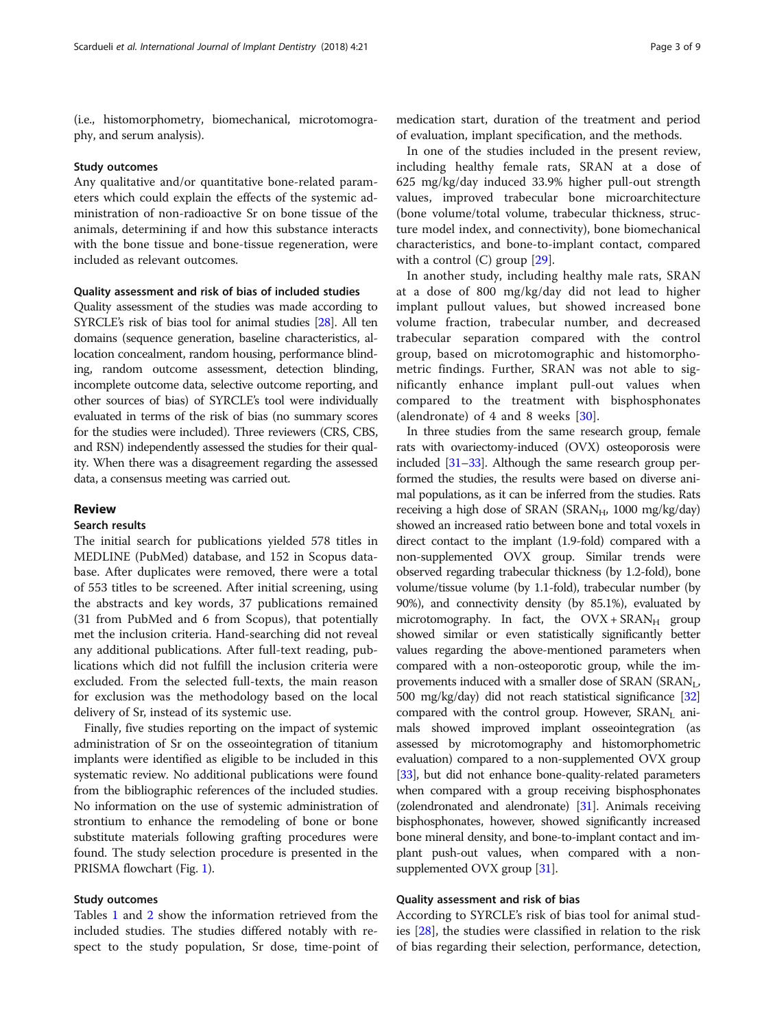(i.e., histomorphometry, biomechanical, microtomography, and serum analysis).

#### Study outcomes

Any qualitative and/or quantitative bone-related parameters which could explain the effects of the systemic administration of non-radioactive Sr on bone tissue of the animals, determining if and how this substance interacts with the bone tissue and bone-tissue regeneration, were included as relevant outcomes.

#### Quality assessment and risk of bias of included studies

Quality assessment of the studies was made according to SYRCLE's risk of bias tool for animal studies [28]. All ten domains (sequence generation, baseline characteristics, allocation concealment, random housing, performance blinding, random outcome assessment, detection blinding, incomplete outcome data, selective outcome reporting, and other sources of bias) of SYRCLE's tool were individually evaluated in terms of the risk of bias (no summary scores for the studies were included). Three reviewers (CRS, CBS, and RSN) independently assessed the studies for their quality. When there was a disagreement regarding the assessed data, a consensus meeting was carried out.

## Review

### Search results

The initial search for publications yielded 578 titles in MEDLINE (PubMed) database, and 152 in Scopus database. After duplicates were removed, there were a total of 553 titles to be screened. After initial screening, using the abstracts and key words, 37 publications remained (31 from PubMed and 6 from Scopus), that potentially met the inclusion criteria. Hand-searching did not reveal any additional publications. After full-text reading, publications which did not fulfill the inclusion criteria were excluded. From the selected full-texts, the main reason for exclusion was the methodology based on the local delivery of Sr, instead of its systemic use.

Finally, five studies reporting on the impact of systemic administration of Sr on the osseointegration of titanium implants were identified as eligible to be included in this systematic review. No additional publications were found from the bibliographic references of the included studies. No information on the use of systemic administration of strontium to enhance the remodeling of bone or bone substitute materials following grafting procedures were found. The study selection procedure is presented in the PRISMA flowchart (Fig. 1).

### Study outcomes

Tables 1 and 2 show the information retrieved from the included studies. The studies differed notably with respect to the study population, Sr dose, time-point of medication start, duration of the treatment and period of evaluation, implant specification, and the methods.

In one of the studies included in the present review, including healthy female rats, SRAN at a dose of 625 mg/kg/day induced 33.9% higher pull-out strength values, improved trabecular bone microarchitecture (bone volume/total volume, trabecular thickness, structure model index, and connectivity), bone biomechanical characteristics, and bone-to-implant contact, compared with a control (C) group [29].

In another study, including healthy male rats, SRAN at a dose of 800 mg/kg/day did not lead to higher implant pullout values, but showed increased bone volume fraction, trabecular number, and decreased trabecular separation compared with the control group, based on microtomographic and histomorphometric findings. Further, SRAN was not able to significantly enhance implant pull-out values when compared to the treatment with bisphosphonates (alendronate) of 4 and 8 weeks [30].

In three studies from the same research group, female rats with ovariectomy-induced (OVX) osteoporosis were included [31–33]. Although the same research group performed the studies, the results were based on diverse animal populations, as it can be inferred from the studies. Rats receiving a high dose of SRAN ($SRAN_H$, 1000 mg/kg/day) showed an increased ratio between bone and total voxels in direct contact to the implant (1.9-fold) compared with a non-supplemented OVX group. Similar trends were observed regarding trabecular thickness (by 1.2-fold), bone volume/tissue volume (by 1.1-fold), trabecular number (by 90%), and connectivity density (by 85.1%), evaluated by microtomography. In fact, the $OVX + SRAN_H$ group showed similar or even statistically significantly better values regarding the above-mentioned parameters when compared with a non-osteoporotic group, while the improvements induced with a smaller dose of SRAN ($SRAN_L$, 500 mg/kg/day) did not reach statistical significance [32] compared with the control group. However, $SRAN_L$ animals showed improved implant osseointegration (as assessed by microtomography and histomorphometric evaluation) compared to a non-supplemented OVX group [33], but did not enhance bone-quality-related parameters when compared with a group receiving bisphosphonates (zolendronated and alendronate) [31]. Animals receiving bisphosphonates, however, showed significantly increased bone mineral density, and bone-to-implant contact and implant push-out values, when compared with a non-supplemented OVX group [31].

### Quality assessment and risk of bias

According to SYRCLE's risk of bias tool for animal studies [28], the studies were classified in relation to the risk of bias regarding their selection, performance, detection,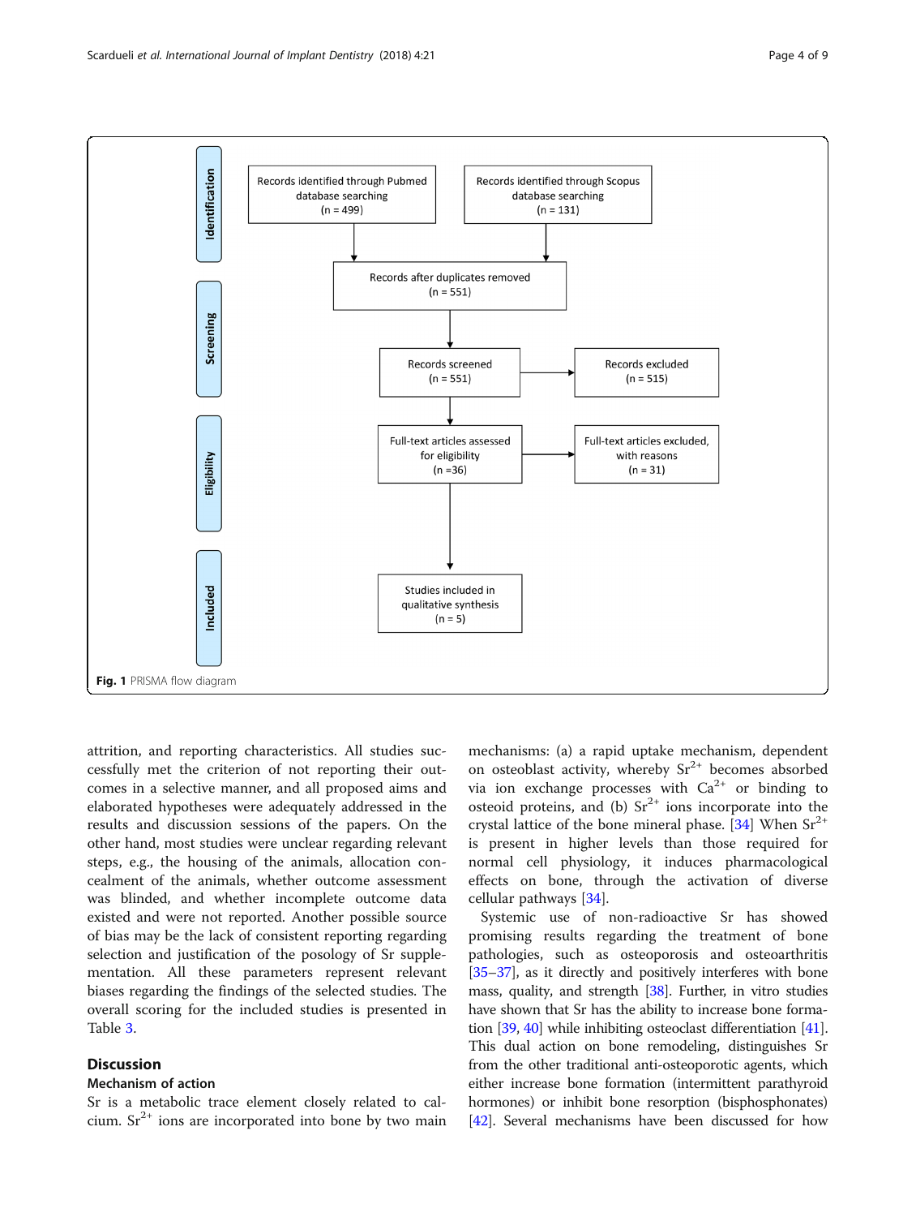Records identified through Pubmed database searching (n = 499)

Records identified through Scopus database searching (n = 131)

Records after duplicates removed (n = 551)

Records screened (n = 551)

Records excluded (n = 515)

Full-text articles assessed for eligibility (n =36)

Full-text articles excluded, with reasons (n = 31)

Studies included in qualitative synthesis (n = 5)

Identification | Screening | Eligibility | Included

**Fig. 1** PRISMA flow diagram

attrition, and reporting characteristics. All studies successfully met the criterion of not reporting their outcomes in a selective manner, and all proposed aims and elaborated hypotheses were adequately addressed in the results and discussion sessions of the papers. On the other hand, most studies were unclear regarding relevant steps, e.g., the housing of the animals, allocation concealment of the animals, whether outcome assessment was blinded, and whether incomplete outcome data existed and were not reported. Another possible source of bias may be the lack of consistent reporting regarding selection and justification of the posology of Sr supplementation. All these parameters represent relevant biases regarding the findings of the selected studies. The overall scoring for the included studies is presented in Table 3.

## Discussion

### Mechanism of action

Sr is a metabolic trace element closely related to calcium. $Sr^{2+}$ ions are incorporated into bone by two main mechanisms: (a) a rapid uptake mechanism, dependent on osteoblast activity, whereby $Sr^{2+}$ becomes absorbed via ion exchange processes with $Ca^{2+}$ or binding to osteoid proteins, and (b) $Sr^{2+}$ ions incorporate into the crystal lattice of the bone mineral phase. [34] When $Sr^{2+}$ is present in higher levels than those required for normal cell physiology, it induces pharmacological effects on bone, through the activation of diverse cellular pathways [34].

Systemic use of non-radioactive Sr has showed promising results regarding the treatment of bone pathologies, such as osteoporosis and osteoarthritis [35–37], as it directly and positively interferes with bone mass, quality, and strength [38]. Further, in vitro studies have shown that Sr has the ability to increase bone formation [39, 40] while inhibiting osteoclast differentiation [41]. This dual action on bone remodeling, distinguishes Sr from the other traditional anti-osteoporotic agents, which either increase bone formation (intermittent parathyroid hormones) or inhibit bone resorption (bisphosphonates) [42]. Several mechanisms have been discussed for how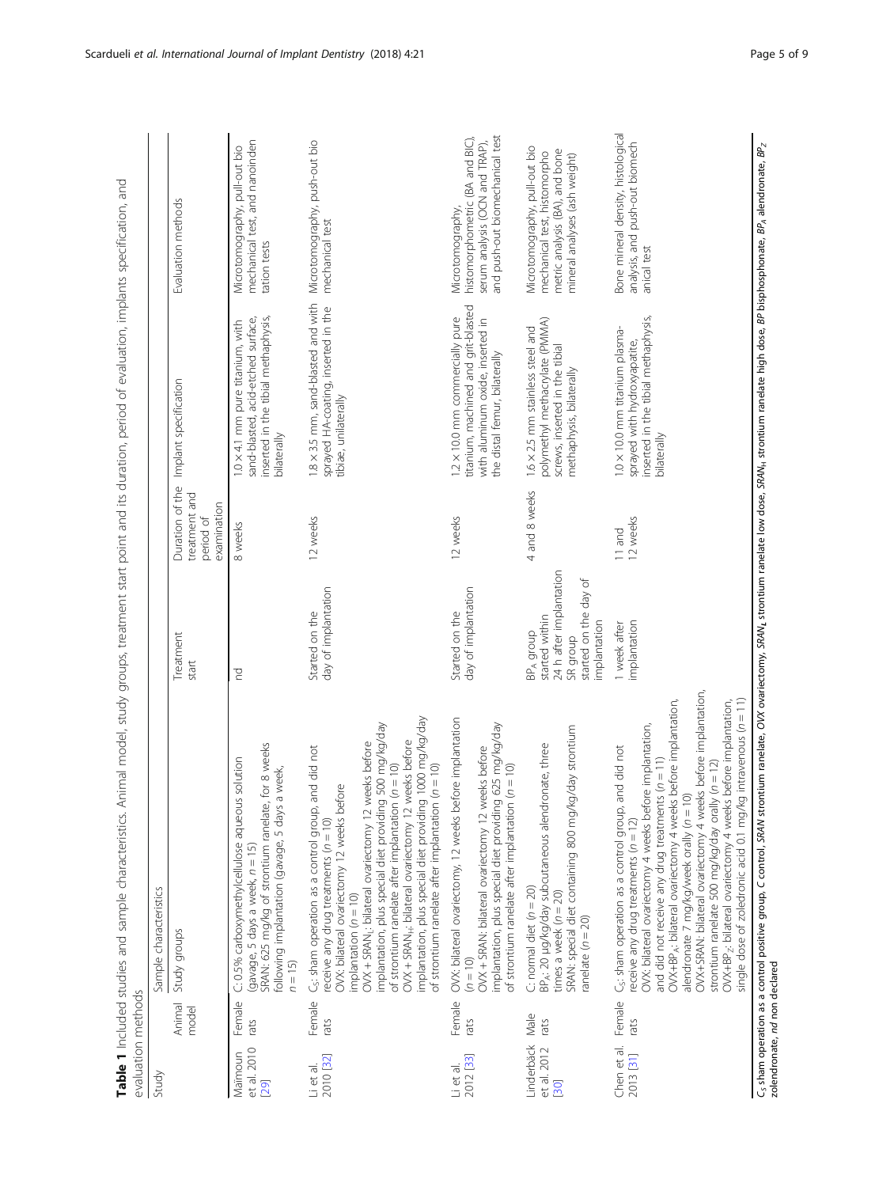**Table 1** Included studies and sample characteristics. Animal model, study groups, treatment start point and its duration, period of evaluation, implants specification, and evaluation methods

| Study | Sample characteristics | | | | | |
|---|---|---|---|---|---|---|
| | Animal model | Study groups | Treatment start | Duration of the treatment and period of examination | Implant specification | Evaluation methods |
| Maïmoun et al. 2010 [29] | Female rats | C: 0.5% carboxymethylcellulose aqueous solution (gavage, 5 days a week, $n = 15$)<br>SRAN: 625 mg/kg of strontium ranelate, for 8 weeks following implantation (gavage, 5 days a week, $n = 15$) | nd | 8 weeks | 1.0 × 4.1 mm pure titanium, with sand-blasted, acid-etched surface, inserted in the tibial methaphysis, bilaterally | Microtomography, pull-out bio mechanical test, and nanoinden tation tests |
| Li et al. 2010 [32] | Female rats | $C_S$: sham operation as a control group, and did not receive any drug treatments ($n = 10$)<br>OVX: bilateral ovariectomy 12 weeks before implantation ($n = 10$)<br>OVX + $SRAN_L$: bilateral ovariectomy 12 weeks before implantation, plus special diet providing 500 mg/kg/day of strontium ranelate after implantation ($n = 10$)<br>OVX + $SRAN_H$: bilateral ovariectomy 12 weeks before implantation, plus special diet providing 1000 mg/kg/day of strontium ranelate after implantation ($n = 10$) | Started on the day of implantation | 12 weeks | 1.8 × 3.5 mm, sand-blasted and with sprayed HA-coating, inserted in the tibiae, unilaterally | Microtomography, push-out bio mechanical test |
| Li et al. 2012 [33] | Female rats | OVX: bilateral ovariectomy, 12 weeks before implantation ($n = 10$)<br>OVX + SRAN: bilateral ovariectomy 12 weeks before implantation, plus special diet providing 625 mg/kg/day of strontium ranelate after implantation ($n = 10$) | Started on the day of implantation | 12 weeks | 1.2 × 10.0 mm commercially pure titanium, machined and grit-blasted with aluminum oxide, inserted in the distal femur, bilaterally | Microtomography, histomorphometric (BA and BIC), serum analysis (OCN and TRAP), and push-out biomechanical test |
| Linderbäck et al. 2012 [30] | Male rats | C: normal diet ($n = 20$)<br>$BP_A$: 20 μg/kg/day subcutaneous alendronate, three times a week ($n = 20$)<br>SRAN: special diet containing 800 mg/kg/day strontium ranelate ($n = 20$) | $BP_A$ group started within 24 h after implantation<br>SR group started on the day of implantation | 4 and 8 weeks | 1.6 × 2.5 mm stainless steel and polymethyl methacrylate (PMMA) screws, inserted in the tibial methaphysis, bilaterally | Microtomography, pull-out bio mechanical test, histomorpho metric analysis (BA), and bone mineral analyses (ash weight) |
| Chen et al. 2013 [31] | Female rats | $C_S$: sham operation as a control group, and did not receive any drug treatments ($n = 12$)<br>OVX: bilateral ovariectomy 4 weeks before implantation, and did not receive any drug treatments ($n = 11$)<br>OVX+$BP_A$: bilateral ovariectomy 4 weeks before implantation, alendronate 7 mg/kg/week orally ($n = 10$)<br>OVX+SRAN: bilateral ovariectomy 4 weeks before implantation, strontium ranelate 500 mg/kg/day orally ($n = 12$)<br>OVX+$BP_Z$: bilateral ovariectomy 4 weeks before implantation, single dose of zoledronic acid 0.1 mg/kg intravenous ($n = 11$) | 1 week after implantation | 11 and 12 weeks | 1.0 × 10.0 mm titanium plasma-sprayed with hydroxyapatite, inserted in the tibial methaphysis, bilaterally | Bone mineral density, histological analysis, and push-out biomech anical test |

$C_S$ sham operation as a control positive group, *C* control, *SRAN* strontium ranelate, *OVX* ovariectomy, $SRAN_L$ strontium ranelate low dose, $SRAN_H$ strontium ranelate high dose, *BP* bisphosphonate, $BP_A$ alendronate, $BP_Z$ zolendronate, *nd* non declared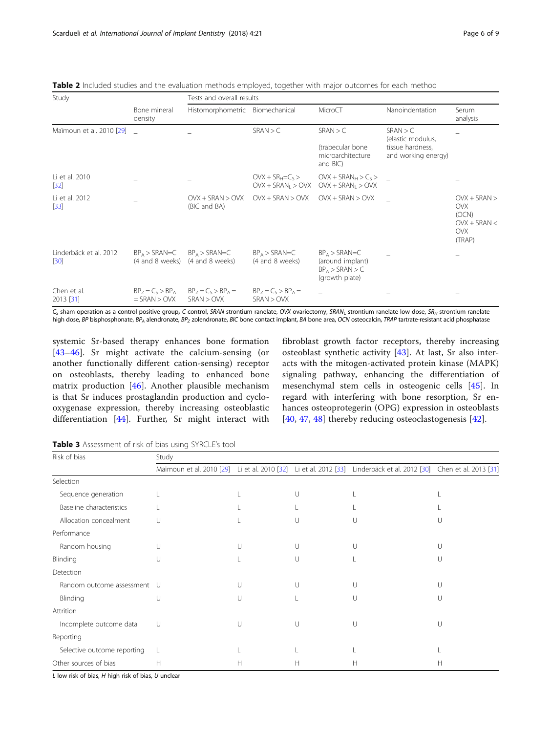**Table 2** Included studies and the evaluation methods employed, together with major outcomes for each method

| Study | Tests and overall results | | | | | |
|---|---|---|---|---|---|---|
| | Bone mineral density | Histomorphometric | Biomechanical | MicroCT | Nanoindentation | Serum analysis |
| Maïmoun et al. 2010 [29] | _ | _ | SRAN > C | SRAN > C (trabecular bone microarchitecture and BIC) | SRAN > C (elastic modulus, tissue hardness, and working energy) | _ |
| Li et al. 2010 [32] | _ | _ | $OVX + SR_H = C_S > OVX + SRAN_L > OVX$ | $OVX + SRAN_H > C_S > OVX + SRAN_L > OVX$ | _ | _ |
| Li et al. 2012 [33] | _ | OVX + SRAN > OVX (BIC and BA) | OVX + SRAN > OVX | OVX + SRAN > OVX | _ | OVX + SRAN > OVX (OCN) OVX + SRAN < OVX (TRAP) |
| Linderbäck et al. 2012 [30] | $BP_A$ > SRAN=C (4 and 8 weeks) | $BP_A$ > SRAN=C (4 and 8 weeks) | $BP_A$ > SRAN=C (4 and 8 weeks) | $BP_A$ > SRAN=C (around implant) $BP_A$ > SRAN > C (growth plate) | _ | _ |
| Chen et al. 2013 [31] | $BP_Z = C_S > BP_A$ = SRAN > OVX | $BP_Z = C_S > BP_A$ = SRAN > OVX | $BP_Z = C_S > BP_A$ = SRAN > OVX | _ | _ | _ |

$C_S$ sham operation as a control positive group, *C* control, *SRAN* strontium ranelate, *OVX* ovariectomy, $SRAN_L$ strontium ranelate low dose, $SR_H$ strontium ranelate high dose, *BP* bisphosphonate, $BP_A$ alendronate, $BP_Z$ zolendronate, *BIC* bone contact implant, *BA* bone area, *OCN* osteocalcin, *TRAP* tartrate-resistant acid phosphatase

systemic Sr-based therapy enhances bone formation [43–46]. Sr might activate the calcium-sensing (or another functionally different cation-sensing) receptor on osteoblasts, thereby leading to enhanced bone matrix production [46]. Another plausible mechanism is that Sr induces prostaglandin production and cyclooxygenase expression, thereby increasing osteoblastic differentiation [44]. Further, Sr might interact with fibroblast growth factor receptors, thereby increasing osteoblast synthetic activity [43]. At last, Sr also interacts with the mitogen-activated protein kinase (MAPK) signaling pathway, enhancing the differentiation of mesenchymal stem cells in osteogenic cells [45]. In regard with interfering with bone resorption, Sr enhances osteoprotegerin (OPG) expression in osteoblasts [40, 47, 48] thereby reducing osteoclastogenesis [42].

**Table 3** Assessment of risk of bias using SYRCLE's tool

| Risk of bias | Study | | | | |
|---|---|---|---|---|---|
| | Maïmoun et al. 2010 [29] | Li et al. 2010 [32] | Li et al. 2012 [33] | Linderbäck et al. 2012 [30] | Chen et al. 2013 [31] |
| Selection | | | | | |
| Sequence generation | L | L | U | L | L |
| Baseline characteristics | L | L | L | L | L |
| Allocation concealment | U | L | U | U | U |
| Performance | | | | | |
| Random housing | U | U | U | U | U |
| Blinding | U | L | U | L | U |
| Detection | | | | | |
| Random outcome assessment | U | U | U | U | U |
| Blinding | U | U | L | U | U |
| Attrition | | | | | |
| Incomplete outcome data | U | U | U | U | U |
| Reporting | | | | | |
| Selective outcome reporting | L | L | L | L | L |
| Other sources of bias | H | H | H | H | H |

*L* low risk of bias, *H* high risk of bias, *U* unclear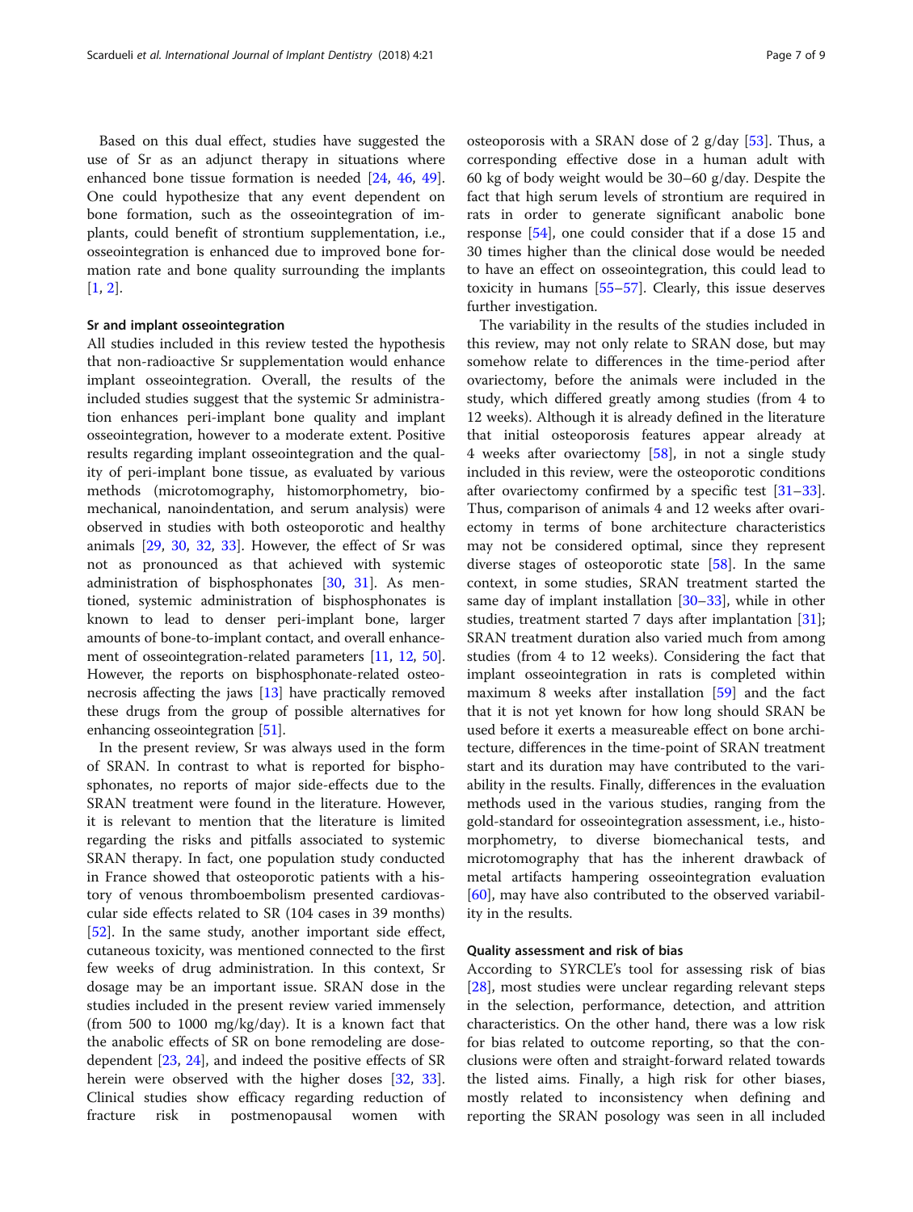Based on this dual effect, studies have suggested the use of Sr as an adjunct therapy in situations where enhanced bone tissue formation is needed [24, 46, 49]. One could hypothesize that any event dependent on bone formation, such as the osseointegration of implants, could benefit of strontium supplementation, i.e., osseointegration is enhanced due to improved bone formation rate and bone quality surrounding the implants [1, 2].

### Sr and implant osseointegration

All studies included in this review tested the hypothesis that non-radioactive Sr supplementation would enhance implant osseointegration. Overall, the results of the included studies suggest that the systemic Sr administration enhances peri-implant bone quality and implant osseointegration, however to a moderate extent. Positive results regarding implant osseointegration and the quality of peri-implant bone tissue, as evaluated by various methods (microtomography, histomorphometry, biomechanical, nanoindentation, and serum analysis) were observed in studies with both osteoporotic and healthy animals [29, 30, 32, 33]. However, the effect of Sr was not as pronounced as that achieved with systemic administration of bisphosphonates [30, 31]. As mentioned, systemic administration of bisphosphonates is known to lead to denser peri-implant bone, larger amounts of bone-to-implant contact, and overall enhancement of osseointegration-related parameters [11, 12, 50]. However, the reports on bisphosphonate-related osteonecrosis affecting the jaws [13] have practically removed these drugs from the group of possible alternatives for enhancing osseointegration [51].

In the present review, Sr was always used in the form of SRAN. In contrast to what is reported for bisphosphonates, no reports of major side-effects due to the SRAN treatment were found in the literature. However, it is relevant to mention that the literature is limited regarding the risks and pitfalls associated to systemic SRAN therapy. In fact, one population study conducted in France showed that osteoporotic patients with a history of venous thromboembolism presented cardiovascular side effects related to SR (104 cases in 39 months) [52]. In the same study, another important side effect, cutaneous toxicity, was mentioned connected to the first few weeks of drug administration. In this context, Sr dosage may be an important issue. SRAN dose in the studies included in the present review varied immensely (from 500 to 1000 mg/kg/day). It is a known fact that the anabolic effects of SR on bone remodeling are dose-dependent [23, 24], and indeed the positive effects of SR herein were observed with the higher doses [32, 33]. Clinical studies show efficacy regarding reduction of fracture risk in postmenopausal women with osteoporosis with a SRAN dose of 2 g/day [53]. Thus, a corresponding effective dose in a human adult with 60 kg of body weight would be 30–60 g/day. Despite the fact that high serum levels of strontium are required in rats in order to generate significant anabolic bone response [54], one could consider that if a dose 15 and 30 times higher than the clinical dose would be needed to have an effect on osseointegration, this could lead to toxicity in humans [55–57]. Clearly, this issue deserves further investigation.

The variability in the results of the studies included in this review, may not only relate to SRAN dose, but may somehow relate to differences in the time-period after ovariectomy, before the animals were included in the study, which differed greatly among studies (from 4 to 12 weeks). Although it is already defined in the literature that initial osteoporosis features appear already at 4 weeks after ovariectomy [58], in not a single study included in this review, were the osteoporotic conditions after ovariectomy confirmed by a specific test [31–33]. Thus, comparison of animals 4 and 12 weeks after ovariectomy in terms of bone architecture characteristics may not be considered optimal, since they represent diverse stages of osteoporotic state [58]. In the same context, in some studies, SRAN treatment started the same day of implant installation [30–33], while in other studies, treatment started 7 days after implantation [31]; SRAN treatment duration also varied much from among studies (from 4 to 12 weeks). Considering the fact that implant osseointegration in rats is completed within maximum 8 weeks after installation [59] and the fact that it is not yet known for how long should SRAN be used before it exerts a measureable effect on bone architecture, differences in the time-point of SRAN treatment start and its duration may have contributed to the variability in the results. Finally, differences in the evaluation methods used in the various studies, ranging from the gold-standard for osseointegration assessment, i.e., histomorphometry, to diverse biomechanical tests, and microtomography that has the inherent drawback of metal artifacts hampering osseointegration evaluation [60], may have also contributed to the observed variability in the results.

### Quality assessment and risk of bias

According to SYRCLE's tool for assessing risk of bias [28], most studies were unclear regarding relevant steps in the selection, performance, detection, and attrition characteristics. On the other hand, there was a low risk for bias related to outcome reporting, so that the conclusions were often and straight-forward related towards the listed aims. Finally, a high risk for other biases, mostly related to inconsistency when defining and reporting the SRAN posology was seen in all included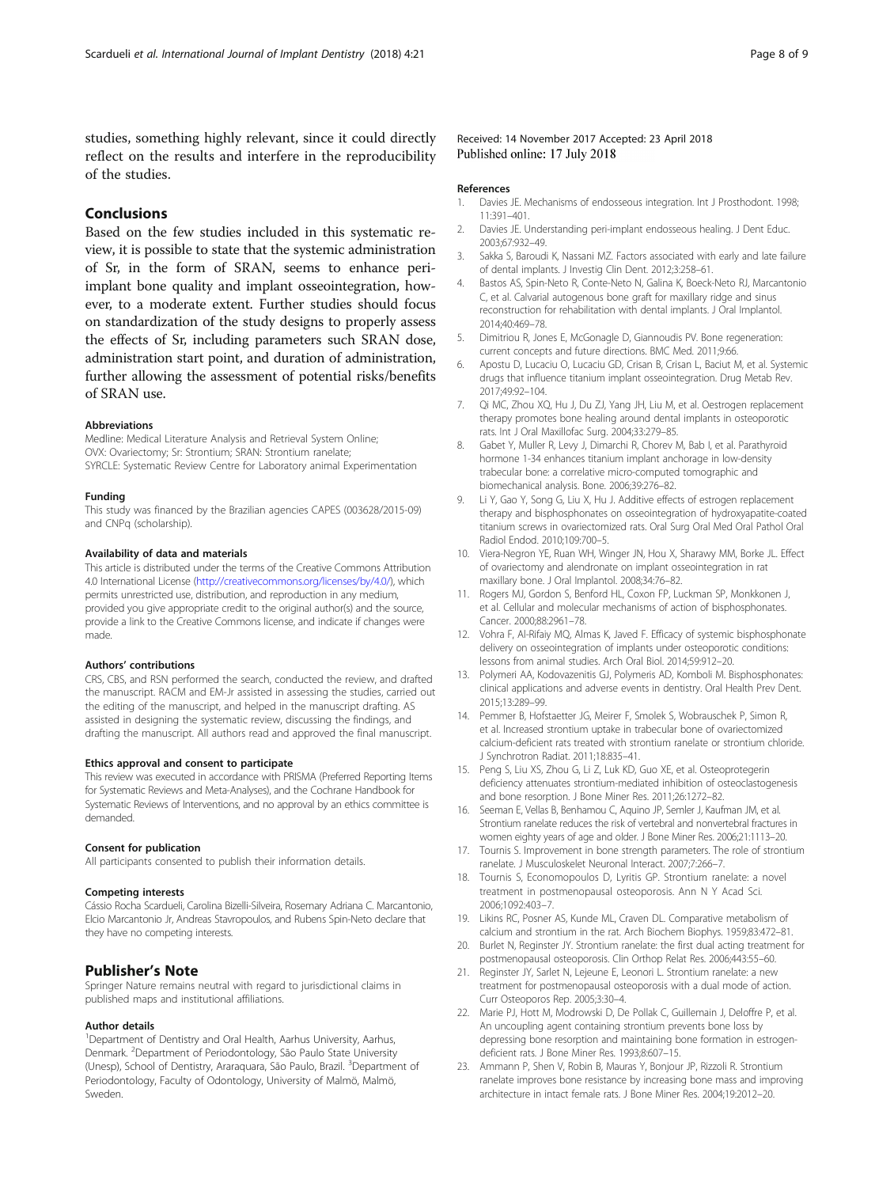studies, something highly relevant, since it could directly reflect on the results and interfere in the reproducibility of the studies.

## Conclusions

Based on the few studies included in this systematic review, it is possible to state that the systemic administration of Sr, in the form of SRAN, seems to enhance peri-implant bone quality and implant osseointegration, however, to a moderate extent. Further studies should focus on standardization of the study designs to properly assess the effects of Sr, including parameters such SRAN dose, administration start point, and duration of administration, further allowing the assessment of potential risks/benefits of SRAN use.

### Abbreviations

Medline: Medical Literature Analysis and Retrieval System Online; OVX: Ovariectomy; Sr: Strontium; SRAN: Strontium ranelate; SYRCLE: Systematic Review Centre for Laboratory animal Experimentation

### Funding

This study was financed by the Brazilian agencies CAPES (003628/2015-09) and CNPq (scholarship).

### Availability of data and materials

This article is distributed under the terms of the Creative Commons Attribution 4.0 International License (http://creativecommons.org/licenses/by/4.0/), which permits unrestricted use, distribution, and reproduction in any medium, provided you give appropriate credit to the original author(s) and the source, provide a link to the Creative Commons license, and indicate if changes were made.

### Authors' contributions

CRS, CBS, and RSN performed the search, conducted the review, and drafted the manuscript. RACM and EM-Jr assisted in assessing the studies, carried out the editing of the manuscript, and helped in the manuscript drafting. AS assisted in designing the systematic review, discussing the findings, and drafting the manuscript. All authors read and approved the final manuscript.

### Ethics approval and consent to participate

This review was executed in accordance with PRISMA (Preferred Reporting Items for Systematic Reviews and Meta-Analyses), and the Cochrane Handbook for Systematic Reviews of Interventions, and no approval by an ethics committee is demanded.

### Consent for publication

All participants consented to publish their information details.

### Competing interests

Cássio Rocha Scardueli, Carolina Bizelli-Silveira, Rosemary Adriana C. Marcantonio, Elcio Marcantonio Jr, Andreas Stavropoulos, and Rubens Spin-Neto declare that they have no competing interests.

## Publisher's Note

Springer Nature remains neutral with regard to jurisdictional claims in published maps and institutional affiliations.

### Author details

[1]Department of Dentistry and Oral Health, Aarhus University, Aarhus, Denmark. [2]Department of Periodontology, São Paulo State University (Unesp), School of Dentistry, Araraquara, São Paulo, Brazil. [3]Department of Periodontology, Faculty of Odontology, University of Malmö, Malmö, Sweden.

Received: 14 November 2017 Accepted: 23 April 2018
Published online: 17 July 2018

### References

1. Davies JE. Mechanisms of endosseous integration. Int J Prosthodont. 1998; 11:391–401.
2. Davies JE. Understanding peri-implant endosseous healing. J Dent Educ. 2003;67:932–49.
3. Sakka S, Baroudi K, Nassani MZ. Factors associated with early and late failure of dental implants. J Investig Clin Dent. 2012;3:258–61.
4. Bastos AS, Spin-Neto R, Conte-Neto N, Galina K, Boeck-Neto RJ, Marcantonio C, et al. Calvarial autogenous bone graft for maxillary ridge and sinus reconstruction for rehabilitation with dental implants. J Oral Implantol. 2014;40:469–78.
5. Dimitriou R, Jones E, McGonagle D, Giannoudis PV. Bone regeneration: current concepts and future directions. BMC Med. 2011;9:66.
6. Apostu D, Lucaciu O, Lucaciu GD, Crisan B, Crisan L, Baciut M, et al. Systemic drugs that influence titanium implant osseointegration. Drug Metab Rev. 2017;49:92–104.
7. Qi MC, Zhou XQ, Hu J, Du ZJ, Yang JH, Liu M, et al. Oestrogen replacement therapy promotes bone healing around dental implants in osteoporotic rats. Int J Oral Maxillofac Surg. 2004;33:279–85.
8. Gabet Y, Muller R, Levy J, Dimarchi R, Chorev M, Bab I, et al. Parathyroid hormone 1-34 enhances titanium implant anchorage in low-density trabecular bone: a correlative micro-computed tomographic and biomechanical analysis. Bone. 2006;39:276–82.
9. Li Y, Gao Y, Song G, Liu X, Hu J. Additive effects of estrogen replacement therapy and bisphosphonates on osseointegration of hydroxyapatite-coated titanium screws in ovariectomized rats. Oral Surg Oral Med Oral Pathol Oral Radiol Endod. 2010;109:700–5.
10. Viera-Negron YE, Ruan WH, Winger JN, Hou X, Sharawy MM, Borke JL. Effect of ovariectomy and alendronate on implant osseointegration in rat maxillary bone. J Oral Implantol. 2008;34:76–82.
11. Rogers MJ, Gordon S, Benford HL, Coxon FP, Luckman SP, Monkkonen J, et al. Cellular and molecular mechanisms of action of bisphosphonates. Cancer. 2000;88:2961–78.
12. Vohra F, Al-Rifaiy MQ, Almas K, Javed F. Efficacy of systemic bisphosphonate delivery on osseointegration of implants under osteoporotic conditions: lessons from animal studies. Arch Oral Biol. 2014;59:912–20.
13. Polymeri AA, Kodovazenitis GJ, Polymeris AD, Komboli M. Bisphosphonates: clinical applications and adverse events in dentistry. Oral Health Prev Dent. 2015;13:289–99.
14. Pemmer B, Hofstaetter JG, Meirer F, Smolek S, Wobrauschek P, Simon R, et al. Increased strontium uptake in trabecular bone of ovariectomized calcium-deficient rats treated with strontium ranelate or strontium chloride. J Synchrotron Radiat. 2011;18:835–41.
15. Peng S, Liu XS, Zhou G, Li Z, Luk KD, Guo XE, et al. Osteoprotegerin deficiency attenuates strontium-mediated inhibition of osteoclastogenesis and bone resorption. J Bone Miner Res. 2011;26:1272–82.
16. Seeman E, Vellas B, Benhamou C, Aquino JP, Semler J, Kaufman JM, et al. Strontium ranelate reduces the risk of vertebral and nonvertebral fractures in women eighty years of age and older. J Bone Miner Res. 2006;21:1113–20.
17. Tournis S. Improvement in bone strength parameters. The role of strontium ranelate. J Musculoskelet Neuronal Interact. 2007;7:266–7.
18. Tournis S, Economopoulos D, Lyritis GP. Strontium ranelate: a novel treatment in postmenopausal osteoporosis. Ann N Y Acad Sci. 2006;1092:403–7.
19. Likins RC, Posner AS, Kunde ML, Craven DL. Comparative metabolism of calcium and strontium in the rat. Arch Biochem Biophys. 1959;83:472–81.
20. Burlet N, Reginster JY. Strontium ranelate: the first dual acting treatment for postmenopausal osteoporosis. Clin Orthop Relat Res. 2006;443:55–60.
21. Reginster JY, Sarlet N, Lejeune E, Leonori L. Strontium ranelate: a new treatment for postmenopausal osteoporosis with a dual mode of action. Curr Osteoporos Rep. 2005;3:30–4.
22. Marie PJ, Hott M, Modrowski D, De Pollak C, Guillemain J, Deloffre P, et al. An uncoupling agent containing strontium prevents bone loss by depressing bone resorption and maintaining bone formation in estrogen-deficient rats. J Bone Miner Res. 1993;8:607–15.
23. Ammann P, Shen V, Robin B, Mauras Y, Bonjour JP, Rizzoli R. Strontium ranelate improves bone resistance by increasing bone mass and improving architecture in intact female rats. J Bone Miner Res. 2004;19:2012–20.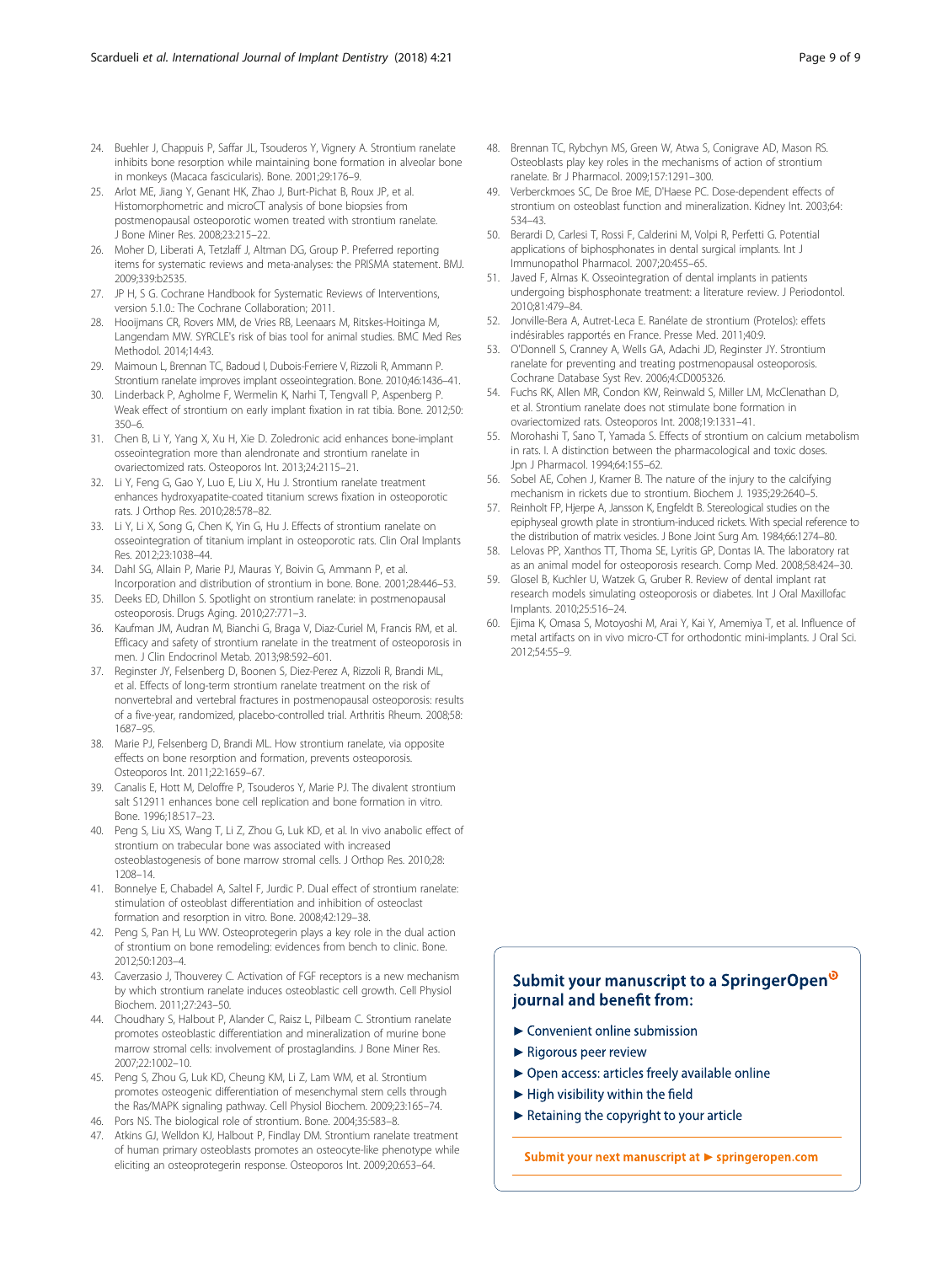24. Buehler J, Chappuis P, Saffar JL, Tsouderos Y, Vignery A. Strontium ranelate inhibits bone resorption while maintaining bone formation in alveolar bone in monkeys (Macaca fascicularis). Bone. 2001;29:176–9.
25. Arlot ME, Jiang Y, Genant HK, Zhao J, Burt-Pichat B, Roux JP, et al. Histomorphometric and microCT analysis of bone biopsies from postmenopausal osteoporotic women treated with strontium ranelate. J Bone Miner Res. 2008;23:215–22.
26. Moher D, Liberati A, Tetzlaff J, Altman DG, Group P. Preferred reporting items for systematic reviews and meta-analyses: the PRISMA statement. BMJ. 2009;339:b2535.
27. JP H, S G. Cochrane Handbook for Systematic Reviews of Interventions, version 5.1.0.: The Cochrane Collaboration; 2011.
28. Hooijmans CR, Rovers MM, de Vries RB, Leenaars M, Ritskes-Hoitinga M, Langendam MW. SYRCLE's risk of bias tool for animal studies. BMC Med Res Methodol. 2014;14:43.
29. Maimoun L, Brennan TC, Badoud I, Dubois-Ferriere V, Rizzoli R, Ammann P. Strontium ranelate improves implant osseointegration. Bone. 2010;46:1436–41.
30. Linderback P, Agholme F, Wermelin K, Narhi T, Tengvall P, Aspenberg P. Weak effect of strontium on early implant fixation in rat tibia. Bone. 2012;50:350–6.
31. Chen B, Li Y, Yang X, Xu H, Xie D. Zoledronic acid enhances bone-implant osseointegration more than alendronate and strontium ranelate in ovariectomized rats. Osteoporos Int. 2013;24:2115–21.
32. Li Y, Feng G, Gao Y, Luo E, Liu X, Hu J. Strontium ranelate treatment enhances hydroxyapatite-coated titanium screws fixation in osteoporotic rats. J Orthop Res. 2010;28:578–82.
33. Li Y, Li X, Song G, Chen K, Yin G, Hu J. Effects of strontium ranelate on osseointegration of titanium implant in osteoporotic rats. Clin Oral Implants Res. 2012;23:1038–44.
34. Dahl SG, Allain P, Marie PJ, Mauras Y, Boivin G, Ammann P, et al. Incorporation and distribution of strontium in bone. Bone. 2001;28:446–53.
35. Deeks ED, Dhillon S. Spotlight on strontium ranelate: in postmenopausal osteoporosis. Drugs Aging. 2010;27:771–3.
36. Kaufman JM, Audran M, Bianchi G, Braga V, Diaz-Curiel M, Francis RM, et al. Efficacy and safety of strontium ranelate in the treatment of osteoporosis in men. J Clin Endocrinol Metab. 2013;98:592–601.
37. Reginster JY, Felsenberg D, Boonen S, Diez-Perez A, Rizzoli R, Brandi ML, et al. Effects of long-term strontium ranelate treatment on the risk of nonvertebral and vertebral fractures in postmenopausal osteoporosis: results of a five-year, randomized, placebo-controlled trial. Arthritis Rheum. 2008;58:1687–95.
38. Marie PJ, Felsenberg D, Brandi ML. How strontium ranelate, via opposite effects on bone resorption and formation, prevents osteoporosis. Osteoporos Int. 2011;22:1659–67.
39. Canalis E, Hott M, Deloffre P, Tsouderos Y, Marie PJ. The divalent strontium salt S12911 enhances bone cell replication and bone formation in vitro. Bone. 1996;18:517–23.
40. Peng S, Liu XS, Wang T, Li Z, Zhou G, Luk KD, et al. In vivo anabolic effect of strontium on trabecular bone was associated with increased osteoblastogenesis of bone marrow stromal cells. J Orthop Res. 2010;28:1208–14.
41. Bonnelye E, Chabadel A, Saltel F, Jurdic P. Dual effect of strontium ranelate: stimulation of osteoblast differentiation and inhibition of osteoclast formation and resorption in vitro. Bone. 2008;42:129–38.
42. Peng S, Pan H, Lu WW. Osteoprotegerin plays a key role in the dual action of strontium on bone remodeling: evidences from bench to clinic. Bone. 2012;50:1203–4.
43. Caverzasio J, Thouverey C. Activation of FGF receptors is a new mechanism by which strontium ranelate induces osteoblastic cell growth. Cell Physiol Biochem. 2011;27:243–50.
44. Choudhary S, Halbout P, Alander C, Raisz L, Pilbeam C. Strontium ranelate promotes osteoblastic differentiation and mineralization of murine bone marrow stromal cells: involvement of prostaglandins. J Bone Miner Res. 2007;22:1002–10.
45. Peng S, Zhou G, Luk KD, Cheung KM, Li Z, Lam WM, et al. Strontium promotes osteogenic differentiation of mesenchymal stem cells through the Ras/MAPK signaling pathway. Cell Physiol Biochem. 2009;23:165–74.
46. Pors NS. The biological role of strontium. Bone. 2004;35:583–8.
47. Atkins GJ, Welldon KJ, Halbout P, Findlay DM. Strontium ranelate treatment of human primary osteoblasts promotes an osteocyte-like phenotype while eliciting an osteoprotegerin response. Osteoporos Int. 2009;20:653–64.
48. Brennan TC, Rybchyn MS, Green W, Atwa S, Conigrave AD, Mason RS. Osteoblasts play key roles in the mechanisms of action of strontium ranelate. Br J Pharmacol. 2009;157:1291–300.
49. Verberckmoes SC, De Broe ME, D'Haese PC. Dose-dependent effects of strontium on osteoblast function and mineralization. Kidney Int. 2003;64:534–43.
50. Berardi D, Carlesi T, Rossi F, Calderini M, Volpi R, Perfetti G. Potential applications of biphosphonates in dental surgical implants. Int J Immunopathol Pharmacol. 2007;20:455–65.
51. Javed F, Almas K. Osseointegration of dental implants in patients undergoing bisphosphonate treatment: a literature review. J Periodontol. 2010;81:479–84.
52. Jonville-Bera A, Autret-Leca E. Ranélate de strontium (Protelos): effets indésirables rapportés en France. Presse Med. 2011;40:9.
53. O'Donnell S, Cranney A, Wells GA, Adachi JD, Reginster JY. Strontium ranelate for preventing and treating postmenopausal osteoporosis. Cochrane Database Syst Rev. 2006;4:CD005326.
54. Fuchs RK, Allen MR, Condon KW, Reinwald S, Miller LM, McClenathan D, et al. Strontium ranelate does not stimulate bone formation in ovariectomized rats. Osteoporos Int. 2008;19:1331–41.
55. Morohashi T, Sano T, Yamada S. Effects of strontium on calcium metabolism in rats. I. A distinction between the pharmacological and toxic doses. Jpn J Pharmacol. 1994;64:155–62.
56. Sobel AE, Cohen J, Kramer B. The nature of the injury to the calcifying mechanism in rickets due to strontium. Biochem J. 1935;29:2640–5.
57. Reinholt FP, Hjerpe A, Jansson K, Engfeldt B. Stereological studies on the epiphyseal growth plate in strontium-induced rickets. With special reference to the distribution of matrix vesicles. J Bone Joint Surg Am. 1984;66:1274–80.
58. Lelovas PP, Xanthos TT, Thoma SE, Lyritis GP, Dontas IA. The laboratory rat as an animal model for osteoporosis research. Comp Med. 2008;58:424–30.
59. Glosel B, Kuchler U, Watzek G, Gruber R. Review of dental implant rat research models simulating osteoporosis or diabetes. Int J Oral Maxillofac Implants. 2010;25:516–24.
60. Ejima K, Omasa S, Motoyoshi M, Arai Y, Kai Y, Amemiya T, et al. Influence of metal artifacts on in vivo micro-CT for orthodontic mini-implants. J Oral Sci. 2012;54:55–9.